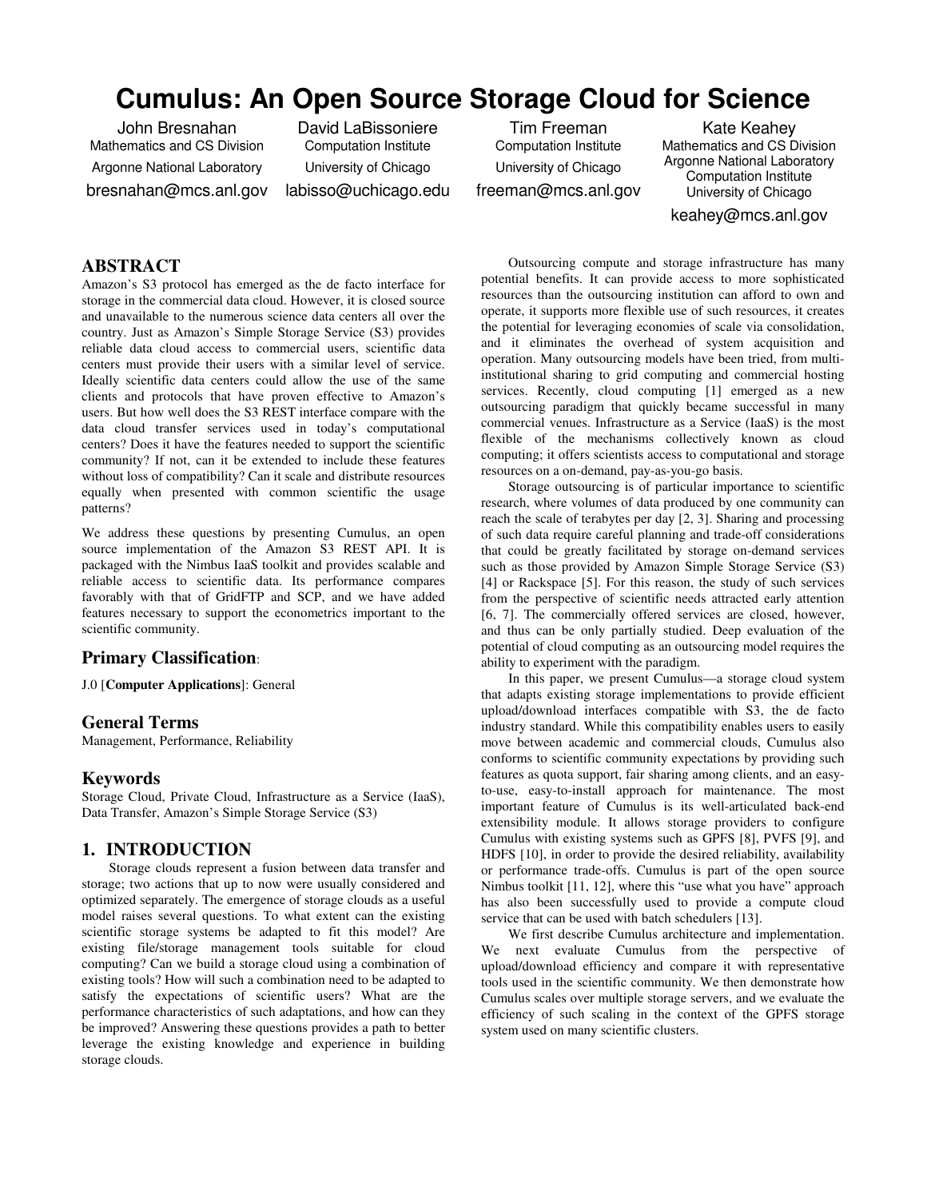# Cumulus: An Open Source Storage Cloud for Science

John Bresnahan
Mathematics and CS Division
Argonne National Laboratory
bresnahan@mcs.anl.gov

David LaBissoniere
Computation Institute
University of Chicago
labisso@uchicago.edu

Tim Freeman
Computation Institute
University of Chicago
freeman@mcs.anl.gov

Kate Keahey
Mathematics and CS Division
Argonne National Laboratory
Computation Institute
University of Chicago
keahey@mcs.anl.gov

## ABSTRACT

Amazon's S3 protocol has emerged as the de facto interface for storage in the commercial data cloud. However, it is closed source and unavailable to the numerous science data centers all over the country. Just as Amazon's Simple Storage Service (S3) provides reliable data cloud access to commercial users, scientific data centers must provide their users with a similar level of service. Ideally scientific data centers could allow the use of the same clients and protocols that have proven effective to Amazon's users. But how well does the S3 REST interface compare with the data cloud transfer services used in today's computational centers? Does it have the features needed to support the scientific community? If not, can it be extended to include these features without loss of compatibility? Can it scale and distribute resources equally when presented with common scientific the usage patterns?

We address these questions by presenting Cumulus, an open source implementation of the Amazon S3 REST API. It is packaged with the Nimbus IaaS toolkit and provides scalable and reliable access to scientific data. Its performance compares favorably with that of GridFTP and SCP, and we have added features necessary to support the econometrics important to the scientific community.

## Primary Classification:

J.0 [**Computer Applications**]: General

## General Terms

Management, Performance, Reliability

## Keywords

Storage Cloud, Private Cloud, Infrastructure as a Service (IaaS), Data Transfer, Amazon's Simple Storage Service (S3)

## 1. INTRODUCTION

Storage clouds represent a fusion between data transfer and storage; two actions that up to now were usually considered and optimized separately. The emergence of storage clouds as a useful model raises several questions. To what extent can the existing scientific storage systems be adapted to fit this model? Are existing file/storage management tools suitable for cloud computing? Can we build a storage cloud using a combination of existing tools? How will such a combination need to be adapted to satisfy the expectations of scientific users? What are the performance characteristics of such adaptations, and how can they be improved? Answering these questions provides a path to better leverage the existing knowledge and experience in building storage clouds.

Outsourcing compute and storage infrastructure has many potential benefits. It can provide access to more sophisticated resources than the outsourcing institution can afford to own and operate, it supports more flexible use of such resources, it creates the potential for leveraging economies of scale via consolidation, and it eliminates the overhead of system acquisition and operation. Many outsourcing models have been tried, from multi-institutional sharing to grid computing and commercial hosting services. Recently, cloud computing [1] emerged as a new outsourcing paradigm that quickly became successful in many commercial venues. Infrastructure as a Service (IaaS) is the most flexible of the mechanisms collectively known as cloud computing; it offers scientists access to computational and storage resources on a on-demand, pay-as-you-go basis.

Storage outsourcing is of particular importance to scientific research, where volumes of data produced by one community can reach the scale of terabytes per day [2, 3]. Sharing and processing of such data require careful planning and trade-off considerations that could be greatly facilitated by storage on-demand services such as those provided by Amazon Simple Storage Service (S3) [4] or Rackspace [5]. For this reason, the study of such services from the perspective of scientific needs attracted early attention [6, 7]. The commercially offered services are closed, however, and thus can be only partially studied. Deep evaluation of the potential of cloud computing as an outsourcing model requires the ability to experiment with the paradigm.

In this paper, we present Cumulus—a storage cloud system that adapts existing storage implementations to provide efficient upload/download interfaces compatible with S3, the de facto industry standard. While this compatibility enables users to easily move between academic and commercial clouds, Cumulus also conforms to scientific community expectations by providing such features as quota support, fair sharing among clients, and an easy-to-use, easy-to-install approach for maintenance. The most important feature of Cumulus is its well-articulated back-end extensibility module. It allows storage providers to configure Cumulus with existing systems such as GPFS [8], PVFS [9], and HDFS [10], in order to provide the desired reliability, availability or performance trade-offs. Cumulus is part of the open source Nimbus toolkit [11, 12], where this "use what you have" approach has also been successfully used to provide a compute cloud service that can be used with batch schedulers [13].

We first describe Cumulus architecture and implementation. We next evaluate Cumulus from the perspective of upload/download efficiency and compare it with representative tools used in the scientific community. We then demonstrate how Cumulus scales over multiple storage servers, and we evaluate the efficiency of such scaling in the context of the GPFS storage system used on many scientific clusters.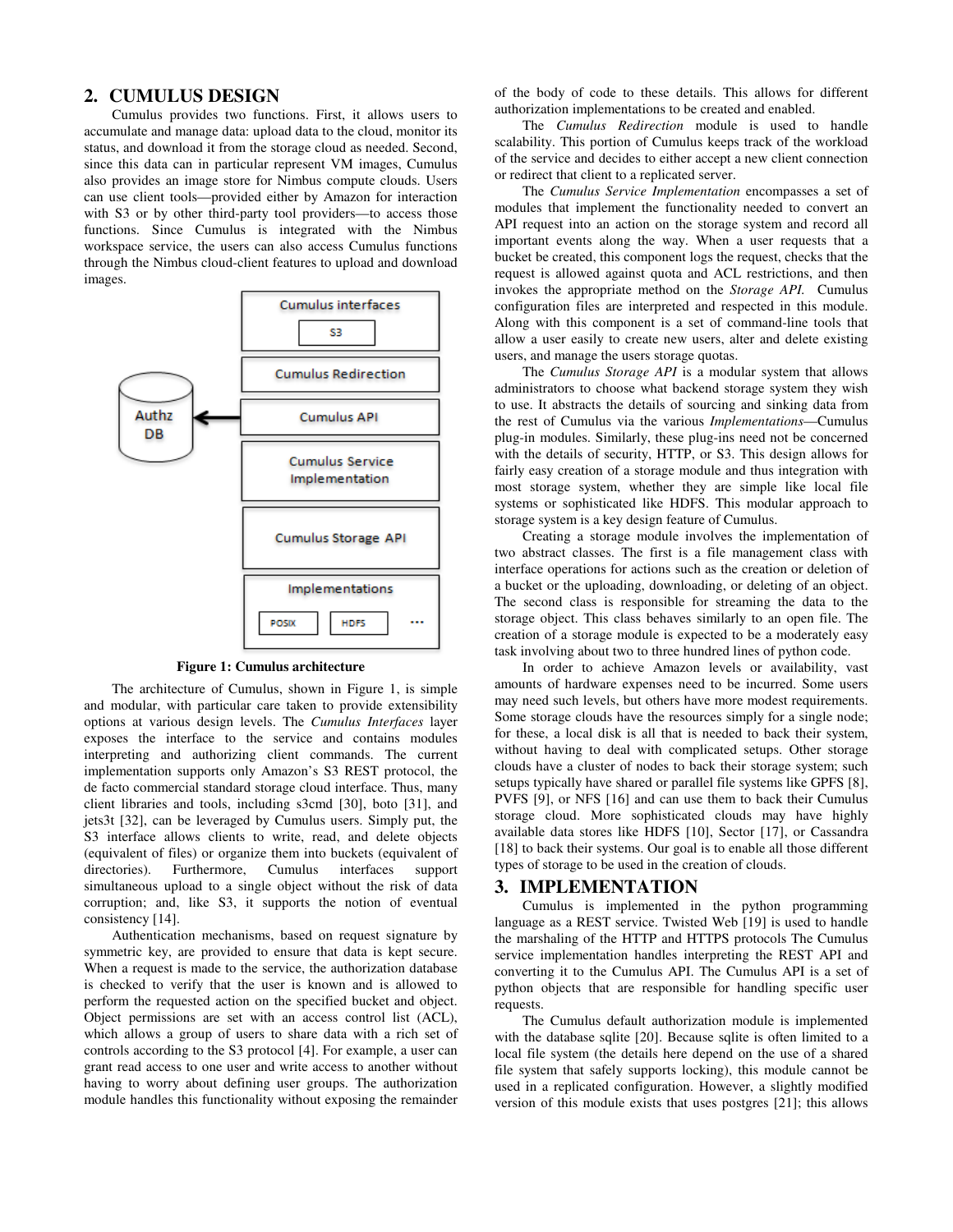## 2. CUMULUS DESIGN

Cumulus provides two functions. First, it allows users to accumulate and manage data: upload data to the cloud, monitor its status, and download it from the storage cloud as needed. Second, since this data can in particular represent VM images, Cumulus also provides an image store for Nimbus compute clouds. Users can use client tools—provided either by Amazon for interaction with S3 or by other third-party tool providers—to access those functions. Since Cumulus is integrated with the Nimbus workspace service, the users can also access Cumulus functions through the Nimbus cloud-client features to upload and download images.

Cumulus interfaces

S3

Cumulus Redirection

Authz DB

Cumulus API

Cumulus Service Implementation

Cumulus Storage API

Implementations

POSIX

HDFS

...

**Figure 1: Cumulus architecture**

The architecture of Cumulus, shown in Figure 1, is simple and modular, with particular care taken to provide extensibility options at various design levels. The *Cumulus Interfaces* layer exposes the interface to the service and contains modules interpreting and authorizing client commands. The current implementation supports only Amazon's S3 REST protocol, the de facto commercial standard storage cloud interface. Thus, many client libraries and tools, including s3cmd [30], boto [31], and jets3t [32], can be leveraged by Cumulus users. Simply put, the S3 interface allows clients to write, read, and delete objects (equivalent of files) or organize them into buckets (equivalent of directories). Furthermore, Cumulus interfaces support simultaneous upload to a single object without the risk of data corruption; and, like S3, it supports the notion of eventual consistency [14].

Authentication mechanisms, based on request signature by symmetric key, are provided to ensure that data is kept secure. When a request is made to the service, the authorization database is checked to verify that the user is known and is allowed to perform the requested action on the specified bucket and object. Object permissions are set with an access control list (ACL), which allows a group of users to share data with a rich set of controls according to the S3 protocol [4]. For example, a user can grant read access to one user and write access to another without having to worry about defining user groups. The authorization module handles this functionality without exposing the remainder of the body of code to these details. This allows for different authorization implementations to be created and enabled.

The *Cumulus Redirection* module is used to handle scalability. This portion of Cumulus keeps track of the workload of the service and decides to either accept a new client connection or redirect that client to a replicated server.

The *Cumulus Service Implementation* encompasses a set of modules that implement the functionality needed to convert an API request into an action on the storage system and record all important events along the way. When a user requests that a bucket be created, this component logs the request, checks that the request is allowed against quota and ACL restrictions, and then invokes the appropriate method on the *Storage API*. Cumulus configuration files are interpreted and respected in this module. Along with this component is a set of command-line tools that allow a user easily to create new users, alter and delete existing users, and manage the users storage quotas.

The *Cumulus Storage API* is a modular system that allows administrators to choose what backend storage system they wish to use. It abstracts the details of sourcing and sinking data from the rest of Cumulus via the various *Implementations*—Cumulus plug-in modules. Similarly, these plug-ins need not be concerned with the details of security, HTTP, or S3. This design allows for fairly easy creation of a storage module and thus integration with most storage system, whether they are simple like local file systems or sophisticated like HDFS. This modular approach to storage system is a key design feature of Cumulus.

Creating a storage module involves the implementation of two abstract classes. The first is a file management class with interface operations for actions such as the creation or deletion of a bucket or the uploading, downloading, or deleting of an object. The second class is responsible for streaming the data to the storage object. This class behaves similarly to an open file. The creation of a storage module is expected to be a moderately easy task involving about two to three hundred lines of python code.

In order to achieve Amazon levels or availability, vast amounts of hardware expenses need to be incurred. Some users may need such levels, but others have more modest requirements. Some storage clouds have the resources simply for a single node; for these, a local disk is all that is needed to back their system, without having to deal with complicated setups. Other storage clouds have a cluster of nodes to back their storage system; such setups typically have shared or parallel file systems like GPFS [8], PVFS [9], or NFS [16] and can use them to back their Cumulus storage cloud. More sophisticated clouds may have highly available data stores like HDFS [10], Sector [17], or Cassandra [18] to back their systems. Our goal is to enable all those different types of storage to be used in the creation of clouds.

## 3. IMPLEMENTATION

Cumulus is implemented in the python programming language as a REST service. Twisted Web [19] is used to handle the marshaling of the HTTP and HTTPS protocols The Cumulus service implementation handles interpreting the REST API and converting it to the Cumulus API. The Cumulus API is a set of python objects that are responsible for handling specific user requests.

The Cumulus default authorization module is implemented with the database sqlite [20]. Because sqlite is often limited to a local file system (the details here depend on the use of a shared file system that safely supports locking), this module cannot be used in a replicated configuration. However, a slightly modified version of this module exists that uses postgres [21]; this allows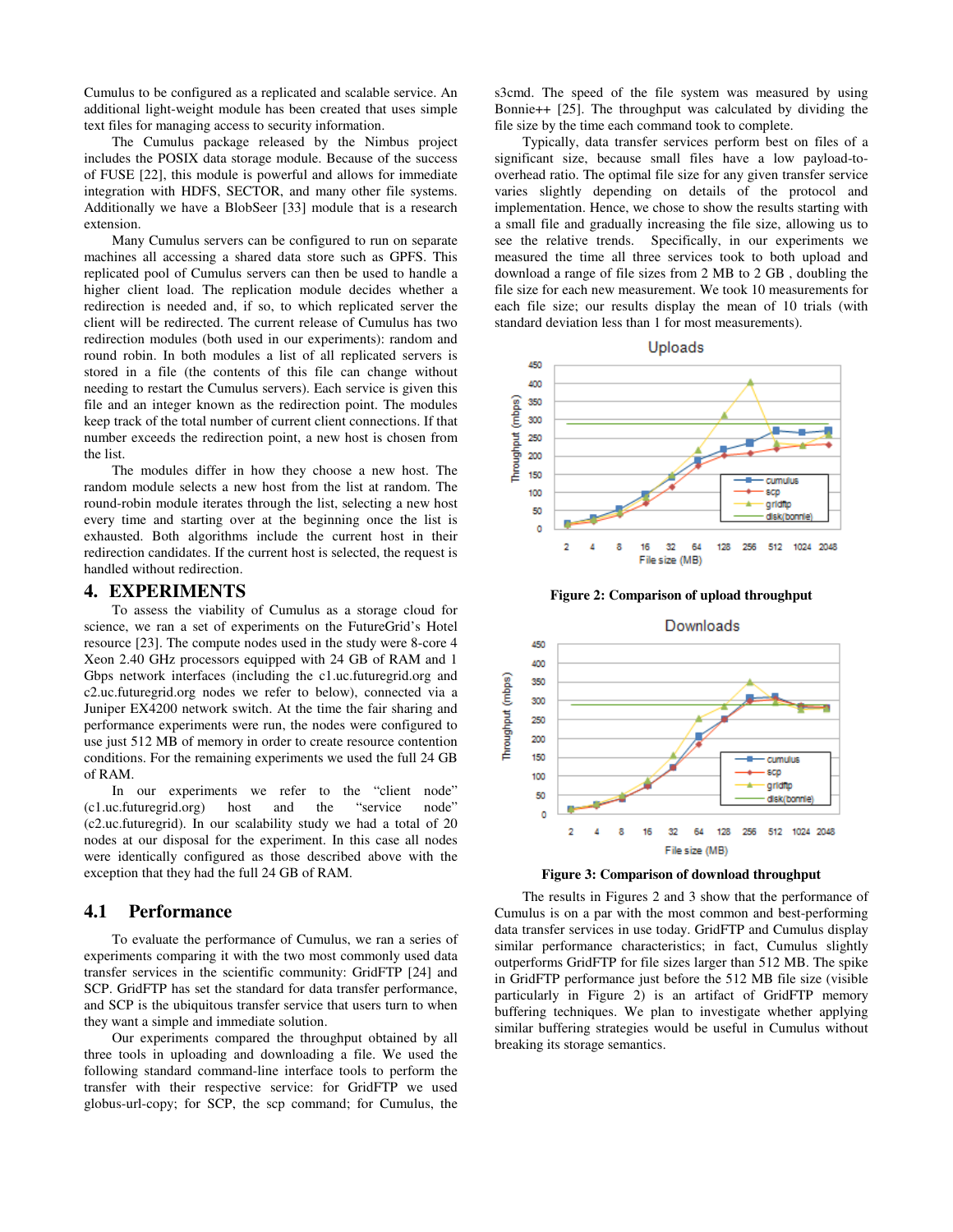Cumulus to be configured as a replicated and scalable service. An additional light-weight module has been created that uses simple text files for managing access to security information.

The Cumulus package released by the Nimbus project includes the POSIX data storage module. Because of the success of FUSE [22], this module is powerful and allows for immediate integration with HDFS, SECTOR, and many other file systems. Additionally we have a BlobSeer [33] module that is a research extension.

Many Cumulus servers can be configured to run on separate machines all accessing a shared data store such as GPFS. This replicated pool of Cumulus servers can then be used to handle a higher client load. The replication module decides whether a redirection is needed and, if so, to which replicated server the client will be redirected. The current release of Cumulus has two redirection modules (both used in our experiments): random and round robin. In both modules a list of all replicated servers is stored in a file (the contents of this file can change without needing to restart the Cumulus servers). Each service is given this file and an integer known as the redirection point. The modules keep track of the total number of current client connections. If that number exceeds the redirection point, a new host is chosen from the list.

The modules differ in how they choose a new host. The random module selects a new host from the list at random. The round-robin module iterates through the list, selecting a new host every time and starting over at the beginning once the list is exhausted. Both algorithms include the current host in their redirection candidates. If the current host is selected, the request is handled without redirection.

# 4. EXPERIMENTS

To assess the viability of Cumulus as a storage cloud for science, we ran a set of experiments on the FutureGrid's Hotel resource [23]. The compute nodes used in the study were 8-core 4 Xeon 2.40 GHz processors equipped with 24 GB of RAM and 1 Gbps network interfaces (including the c1.uc.futuregrid.org and c2.uc.futuregrid.org nodes we refer to below), connected via a Juniper EX4200 network switch. At the time the fair sharing and performance experiments were run, the nodes were configured to use just 512 MB of memory in order to create resource contention conditions. For the remaining experiments we used the full 24 GB of RAM.

In our experiments we refer to the "client node" (c1.uc.futuregrid.org) host and the "service node" (c2.uc.futuregrid). In our scalability study we had a total of 20 nodes at our disposal for the experiment. In this case all nodes were identically configured as those described above with the exception that they had the full 24 GB of RAM.

## 4.1 Performance

To evaluate the performance of Cumulus, we ran a series of experiments comparing it with the two most commonly used data transfer services in the scientific community: GridFTP [24] and SCP. GridFTP has set the standard for data transfer performance, and SCP is the ubiquitous transfer service that users turn to when they want a simple and immediate solution.

Our experiments compared the throughput obtained by all three tools in uploading and downloading a file. We used the following standard command-line interface tools to perform the transfer with their respective service: for GridFTP we used globus-url-copy; for SCP, the scp command; for Cumulus, the s3cmd. The speed of the file system was measured by using Bonnie++ [25]. The throughput was calculated by dividing the file size by the time each command took to complete.

Typically, data transfer services perform best on files of a significant size, because small files have a low payload-to-overhead ratio. The optimal file size for any given transfer service varies slightly depending on details of the protocol and implementation. Hence, we chose to show the results starting with a small file and gradually increasing the file size, allowing us to see the relative trends. Specifically, in our experiments we measured the time all three services took to both upload and download a range of file sizes from 2 MB to 2 GB , doubling the file size for each new measurement. We took 10 measurements for each file size; our results display the mean of 10 trials (with standard deviation less than 1 for most measurements).

**Figure 2: Comparison of upload throughput**

**Figure 3: Comparison of download throughput**

The results in Figures 2 and 3 show that the performance of Cumulus is on a par with the most common and best-performing data transfer services in use today. GridFTP and Cumulus display similar performance characteristics; in fact, Cumulus slightly outperforms GridFTP for file sizes larger than 512 MB. The spike in GridFTP performance just before the 512 MB file size (visible particularly in Figure 2) is an artifact of GridFTP memory buffering techniques. We plan to investigate whether applying similar buffering strategies would be useful in Cumulus without breaking its storage semantics.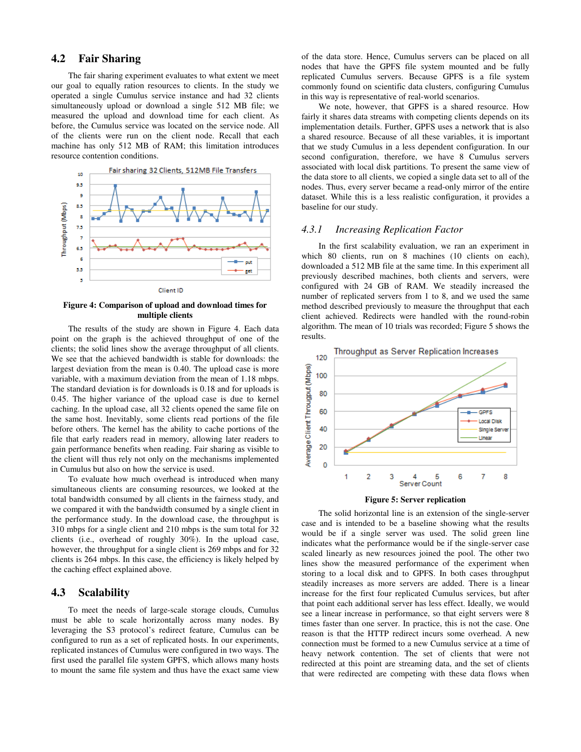## 4.2 Fair Sharing

The fair sharing experiment evaluates to what extent we meet our goal to equally ration resources to clients. In the study we operated a single Cumulus service instance and had 32 clients simultaneously upload or download a single 512 MB file; we measured the upload and download time for each client. As before, the Cumulus service was located on the service node. All of the clients were run on the client node. Recall that each machine has only 512 MB of RAM; this limitation introduces resource contention conditions.

**Figure 4: Comparison of upload and download times for multiple clients**

The results of the study are shown in Figure 4. Each data point on the graph is the achieved throughput of one of the clients; the solid lines show the average throughput of all clients. We see that the achieved bandwidth is stable for downloads: the largest deviation from the mean is 0.40. The upload case is more variable, with a maximum deviation from the mean of 1.18 mbps. The standard deviation is for downloads is 0.18 and for uploads is 0.45. The higher variance of the upload case is due to kernel caching. In the upload case, all 32 clients opened the same file on the same host. Inevitably, some clients read portions of the file before others. The kernel has the ability to cache portions of the file that early readers read in memory, allowing later readers to gain performance benefits when reading. Fair sharing as visible to the client will thus rely not only on the mechanisms implemented in Cumulus but also on how the service is used.

To evaluate how much overhead is introduced when many simultaneous clients are consuming resources, we looked at the total bandwidth consumed by all clients in the fairness study, and we compared it with the bandwidth consumed by a single client in the performance study. In the download case, the throughput is 310 mbps for a single client and 210 mbps is the sum total for 32 clients (i.e., overhead of roughly 30%). In the upload case, however, the throughput for a single client is 269 mbps and for 32 clients is 264 mbps. In this case, the efficiency is likely helped by the caching effect explained above.

## 4.3 Scalability

To meet the needs of large-scale storage clouds, Cumulus must be able to scale horizontally across many nodes. By leveraging the S3 protocol's redirect feature, Cumulus can be configured to run as a set of replicated hosts. In our experiments, replicated instances of Cumulus were configured in two ways. The first used the parallel file system GPFS, which allows many hosts to mount the same file system and thus have the exact same view of the data store. Hence, Cumulus servers can be placed on all nodes that have the GPFS file system mounted and be fully replicated Cumulus servers. Because GPFS is a file system commonly found on scientific data clusters, configuring Cumulus in this way is representative of real-world scenarios.

We note, however, that GPFS is a shared resource. How fairly it shares data streams with competing clients depends on its implementation details. Further, GPFS uses a network that is also a shared resource. Because of all these variables, it is important that we study Cumulus in a less dependent configuration. In our second configuration, therefore, we have 8 Cumulus servers associated with local disk partitions. To present the same view of the data store to all clients, we copied a single data set to all of the nodes. Thus, every server became a read-only mirror of the entire dataset. While this is a less realistic configuration, it provides a baseline for our study.

### *4.3.1 Increasing Replication Factor*

In the first scalability evaluation, we ran an experiment in which 80 clients, run on 8 machines (10 clients on each), downloaded a 512 MB file at the same time. In this experiment all previously described machines, both clients and servers, were configured with 24 GB of RAM. We steadily increased the number of replicated servers from 1 to 8, and we used the same method described previously to measure the throughput that each client achieved. Redirects were handled with the round-robin algorithm. The mean of 10 trials was recorded; Figure 5 shows the results.

**Figure 5: Server replication**

The solid horizontal line is an extension of the single-server case and is intended to be a baseline showing what the results would be if a single server was used. The solid green line indicates what the performance would be if the single-server case scaled linearly as new resources joined the pool. The other two lines show the measured performance of the experiment when storing to a local disk and to GPFS. In both cases throughput steadily increases as more servers are added. There is a linear increase for the first four replicated Cumulus services, but after that point each additional server has less effect. Ideally, we would see a linear increase in performance, so that eight servers were 8 times faster than one server. In practice, this is not the case. One reason is that the HTTP redirect incurs some overhead. A new connection must be formed to a new Cumulus service at a time of heavy network contention. The set of clients that were not redirected at this point are streaming data, and the set of clients that were redirected are competing with these data flows when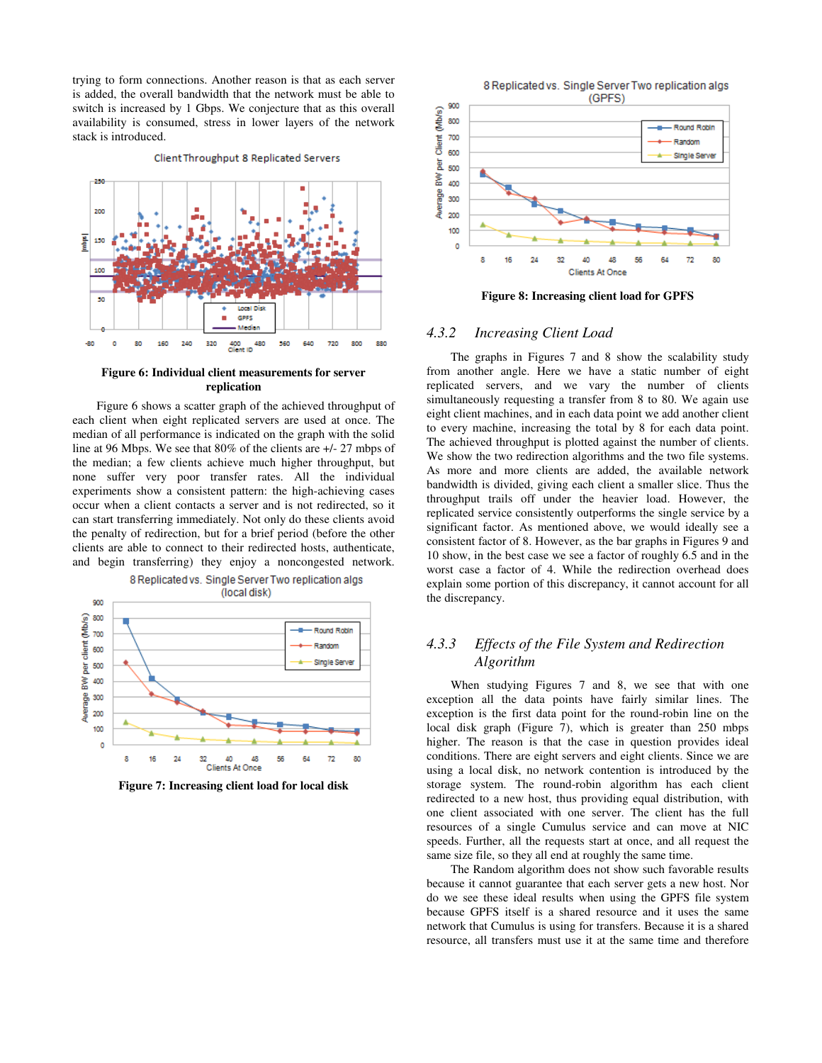trying to form connections. Another reason is that as each server is added, the overall bandwidth that the network must be able to switch is increased by 1 Gbps. We conjecture that as this overall availability is consumed, stress in lower layers of the network stack is introduced.

**Figure 6: Individual client measurements for server replication**

Figure 6 shows a scatter graph of the achieved throughput of each client when eight replicated servers are used at once. The median of all performance is indicated on the graph with the solid line at 96 Mbps. We see that 80% of the clients are +/- 27 mbps of the median; a few clients achieve much higher throughput, but none suffer very poor transfer rates. All the individual experiments show a consistent pattern: the high-achieving cases occur when a client contacts a server and is not redirected, so it can start transferring immediately. Not only do these clients avoid the penalty of redirection, but for a brief period (before the other clients are able to connect to their redirected hosts, authenticate, and begin transferring) they enjoy a noncongested network.

**Figure 7: Increasing client load for local disk**

**Figure 8: Increasing client load for GPFS**

### 4.3.2 *Increasing Client Load*

The graphs in Figures 7 and 8 show the scalability study from another angle. Here we have a static number of eight replicated servers, and we vary the number of clients simultaneously requesting a transfer from 8 to 80. We again use eight client machines, and in each data point we add another client to every machine, increasing the total by 8 for each data point. The achieved throughput is plotted against the number of clients. We show the two redirection algorithms and the two file systems. As more and more clients are added, the available network bandwidth is divided, giving each client a smaller slice. Thus the throughput trails off under the heavier load. However, the replicated service consistently outperforms the single service by a significant factor. As mentioned above, we would ideally see a consistent factor of 8. However, as the bar graphs in Figures 9 and 10 show, in the best case we see a factor of roughly 6.5 and in the worst case a factor of 4. While the redirection overhead does explain some portion of this discrepancy, it cannot account for all the discrepancy.

### 4.3.3 *Effects of the File System and Redirection Algorithm*

When studying Figures 7 and 8, we see that with one exception all the data points have fairly similar lines. The exception is the first data point for the round-robin line on the local disk graph (Figure 7), which is greater than 250 mbps higher. The reason is that the case in question provides ideal conditions. There are eight servers and eight clients. Since we are using a local disk, no network contention is introduced by the storage system. The round-robin algorithm has each client redirected to a new host, thus providing equal distribution, with one client associated with one server. The client has the full resources of a single Cumulus service and can move at NIC speeds. Further, all the requests start at once, and all request the same size file, so they all end at roughly the same time.

The Random algorithm does not show such favorable results because it cannot guarantee that each server gets a new host. Nor do we see these ideal results when using the GPFS file system because GPFS itself is a shared resource and it uses the same network that Cumulus is using for transfers. Because it is a shared resource, all transfers must use it at the same time and therefore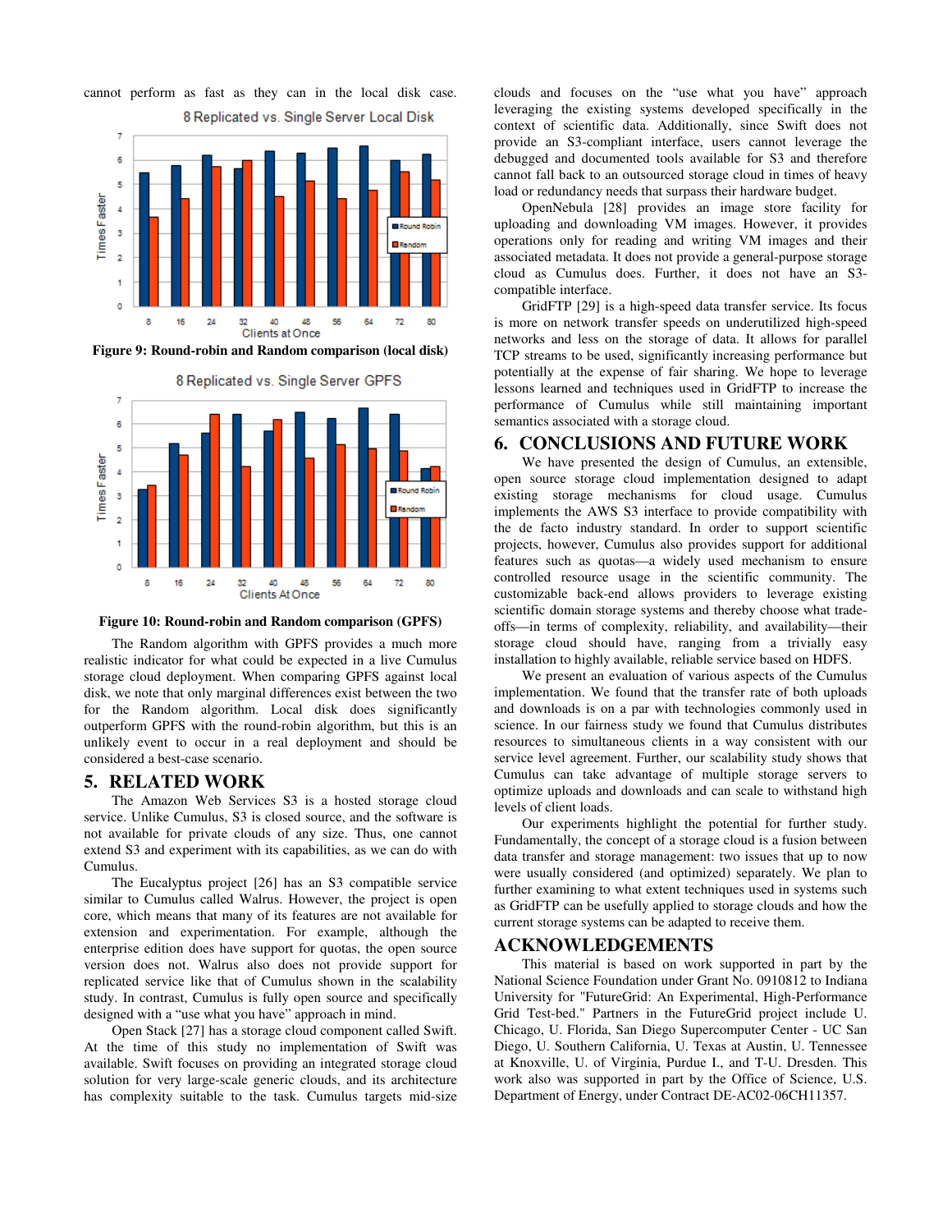cannot perform as fast as they can in the local disk case.

8 Replicated vs. Single Server Local Disk

Times Faster

0 1 2 3 4 5 6 7

8 16 24 32 40 48 56 64 72 80

Clients at Once

Round Robin
Random

**Figure 9: Round-robin and Random comparison (local disk)**

8 Replicated vs. Single Server GPFS

Times Faster

0 1 2 3 4 5 6 7

8 16 24 32 40 48 56 64 72 80

Clients At Once

Round Robin
Random

**Figure 10: Round-robin and Random comparison (GPFS)**

The Random algorithm with GPFS provides a much more realistic indicator for what could be expected in a live Cumulus storage cloud deployment. When comparing GPFS against local disk, we note that only marginal differences exist between the two for the Random algorithm. Local disk does significantly outperform GPFS with the round-robin algorithm, but this is an unlikely event to occur in a real deployment and should be considered a best-case scenario.

## 5. RELATED WORK

The Amazon Web Services S3 is a hosted storage cloud service. Unlike Cumulus, S3 is closed source, and the software is not available for private clouds of any size. Thus, one cannot extend S3 and experiment with its capabilities, as we can do with Cumulus.

The Eucalyptus project [26] has an S3 compatible service similar to Cumulus called Walrus. However, the project is open core, which means that many of its features are not available for extension and experimentation. For example, although the enterprise edition does have support for quotas, the open source version does not. Walrus also does not provide support for replicated service like that of Cumulus shown in the scalability study. In contrast, Cumulus is fully open source and specifically designed with a "use what you have" approach in mind.

Open Stack [27] has a storage cloud component called Swift. At the time of this study no implementation of Swift was available. Swift focuses on providing an integrated storage cloud solution for very large-scale generic clouds, and its architecture has complexity suitable to the task. Cumulus targets mid-size clouds and focuses on the "use what you have" approach leveraging the existing systems developed specifically in the context of scientific data. Additionally, since Swift does not provide an S3-compliant interface, users cannot leverage the debugged and documented tools available for S3 and therefore cannot fall back to an outsourced storage cloud in times of heavy load or redundancy needs that surpass their hardware budget.

OpenNebula [28] provides an image store facility for uploading and downloading VM images. However, it provides operations only for reading and writing VM images and their associated metadata. It does not provide a general-purpose storage cloud as Cumulus does. Further, it does not have an S3-compatible interface.

GridFTP [29] is a high-speed data transfer service. Its focus is more on network transfer speeds on underutilized high-speed networks and less on the storage of data. It allows for parallel TCP streams to be used, significantly increasing performance but potentially at the expense of fair sharing. We hope to leverage lessons learned and techniques used in GridFTP to increase the performance of Cumulus while still maintaining important semantics associated with a storage cloud.

## 6. CONCLUSIONS AND FUTURE WORK

We have presented the design of Cumulus, an extensible, open source storage cloud implementation designed to adapt existing storage mechanisms for cloud usage. Cumulus implements the AWS S3 interface to provide compatibility with the de facto industry standard. In order to support scientific projects, however, Cumulus also provides support for additional features such as quotas—a widely used mechanism to ensure controlled resource usage in the scientific community. The customizable back-end allows providers to leverage existing scientific domain storage systems and thereby choose what trade-offs—in terms of complexity, reliability, and availability—their storage cloud should have, ranging from a trivially easy installation to highly available, reliable service based on HDFS.

We present an evaluation of various aspects of the Cumulus implementation. We found that the transfer rate of both uploads and downloads is on a par with technologies commonly used in science. In our fairness study we found that Cumulus distributes resources to simultaneous clients in a way consistent with our service level agreement. Further, our scalability study shows that Cumulus can take advantage of multiple storage servers to optimize uploads and downloads and can scale to withstand high levels of client loads.

Our experiments highlight the potential for further study. Fundamentally, the concept of a storage cloud is a fusion between data transfer and storage management: two issues that up to now were usually considered (and optimized) separately. We plan to further examining to what extent techniques used in systems such as GridFTP can be usefully applied to storage clouds and how the current storage systems can be adapted to receive them.

## ACKNOWLEDGEMENTS

This material is based on work supported in part by the National Science Foundation under Grant No. 0910812 to Indiana University for "FutureGrid: An Experimental, High-Performance Grid Test-bed." Partners in the FutureGrid project include U. Chicago, U. Florida, San Diego Supercomputer Center - UC San Diego, U. Southern California, U. Texas at Austin, U. Tennessee at Knoxville, U. of Virginia, Purdue I., and T-U. Dresden. This work also was supported in part by the Office of Science, U.S. Department of Energy, under Contract DE-AC02-06CH11357.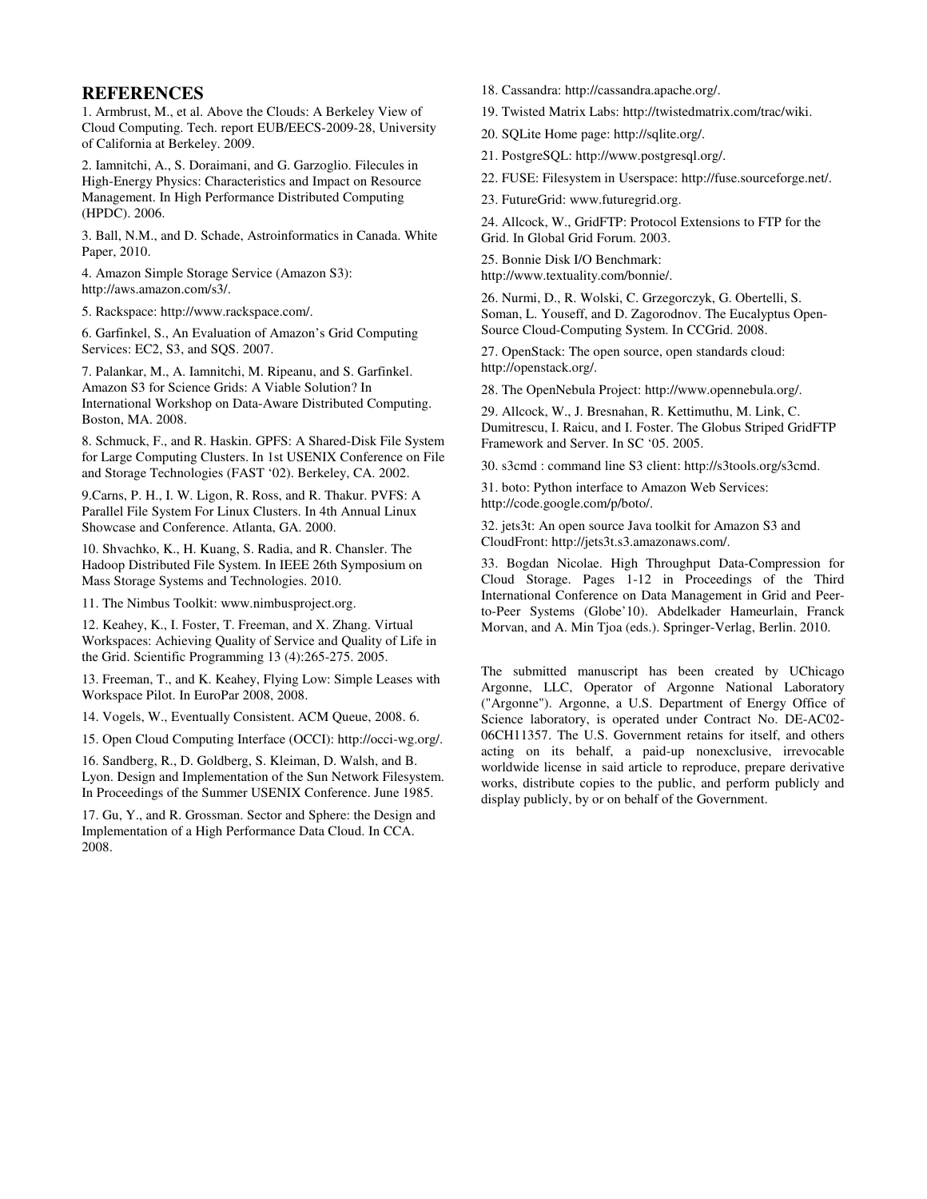## REFERENCES

1. Armbrust, M., et al. Above the Clouds: A Berkeley View of Cloud Computing. Tech. report EUB/EECS-2009-28, University of California at Berkeley. 2009.

2. Iamnitchi, A., S. Doraimani, and G. Garzoglio. Filecules in High-Energy Physics: Characteristics and Impact on Resource Management. In High Performance Distributed Computing (HPDC). 2006.

3. Ball, N.M., and D. Schade, Astroinformatics in Canada. White Paper, 2010.

4. Amazon Simple Storage Service (Amazon S3): http://aws.amazon.com/s3/.

5. Rackspace: http://www.rackspace.com/.

6. Garfinkel, S., An Evaluation of Amazon's Grid Computing Services: EC2, S3, and SQS. 2007.

7. Palankar, M., A. Iamnitchi, M. Ripeanu, and S. Garfinkel. Amazon S3 for Science Grids: A Viable Solution? In International Workshop on Data-Aware Distributed Computing. Boston, MA. 2008.

8. Schmuck, F., and R. Haskin. GPFS: A Shared-Disk File System for Large Computing Clusters. In 1st USENIX Conference on File and Storage Technologies (FAST '02). Berkeley, CA. 2002.

9.Carns, P. H., I. W. Ligon, R. Ross, and R. Thakur. PVFS: A Parallel File System For Linux Clusters. In 4th Annual Linux Showcase and Conference. Atlanta, GA. 2000.

10. Shvachko, K., H. Kuang, S. Radia, and R. Chansler. The Hadoop Distributed File System. In IEEE 26th Symposium on Mass Storage Systems and Technologies. 2010.

11. The Nimbus Toolkit: www.nimbusproject.org.

12. Keahey, K., I. Foster, T. Freeman, and X. Zhang. Virtual Workspaces: Achieving Quality of Service and Quality of Life in the Grid. Scientific Programming 13 (4):265-275. 2005.

13. Freeman, T., and K. Keahey, Flying Low: Simple Leases with Workspace Pilot. In EuroPar 2008, 2008.

14. Vogels, W., Eventually Consistent. ACM Queue, 2008. 6.

15. Open Cloud Computing Interface (OCCI): http://occi-wg.org/.

16. Sandberg, R., D. Goldberg, S. Kleiman, D. Walsh, and B. Lyon. Design and Implementation of the Sun Network Filesystem. In Proceedings of the Summer USENIX Conference. June 1985.

17. Gu, Y., and R. Grossman. Sector and Sphere: the Design and Implementation of a High Performance Data Cloud. In CCA. 2008.

18. Cassandra: http://cassandra.apache.org/.

19. Twisted Matrix Labs: http://twistedmatrix.com/trac/wiki.

20. SQLite Home page: http://sqlite.org/.

21. PostgreSQL: http://www.postgresql.org/.

22. FUSE: Filesystem in Userspace: http://fuse.sourceforge.net/.

23. FutureGrid: www.futuregrid.org.

24. Allcock, W., GridFTP: Protocol Extensions to FTP for the Grid. In Global Grid Forum. 2003.

25. Bonnie Disk I/O Benchmark: http://www.textuality.com/bonnie/.

26. Nurmi, D., R. Wolski, C. Grzegorczyk, G. Obertelli, S. Soman, L. Youseff, and D. Zagorodnov. The Eucalyptus Open-Source Cloud-Computing System. In CCGrid. 2008.

27. OpenStack: The open source, open standards cloud: http://openstack.org/.

28. The OpenNebula Project: http://www.opennebula.org/.

29. Allcock, W., J. Bresnahan, R. Kettimuthu, M. Link, C. Dumitrescu, I. Raicu, and I. Foster. The Globus Striped GridFTP Framework and Server. In SC '05. 2005.

30. s3cmd : command line S3 client: http://s3tools.org/s3cmd.

31. boto: Python interface to Amazon Web Services: http://code.google.com/p/boto/.

32. jets3t: An open source Java toolkit for Amazon S3 and CloudFront: http://jets3t.s3.amazonaws.com/.

33. Bogdan Nicolae. High Throughput Data-Compression for Cloud Storage. Pages 1-12 in Proceedings of the Third International Conference on Data Management in Grid and Peer-to-Peer Systems (Globe'10). Abdelkader Hameurlain, Franck Morvan, and A. Min Tjoa (eds.). Springer-Verlag, Berlin. 2010.

The submitted manuscript has been created by UChicago Argonne, LLC, Operator of Argonne National Laboratory ("Argonne"). Argonne, a U.S. Department of Energy Office of Science laboratory, is operated under Contract No. DE-AC02-06CH11357. The U.S. Government retains for itself, and others acting on its behalf, a paid-up nonexclusive, irrevocable worldwide license in said article to reproduce, prepare derivative works, distribute copies to the public, and perform publicly and display publicly, by or on behalf of the Government.